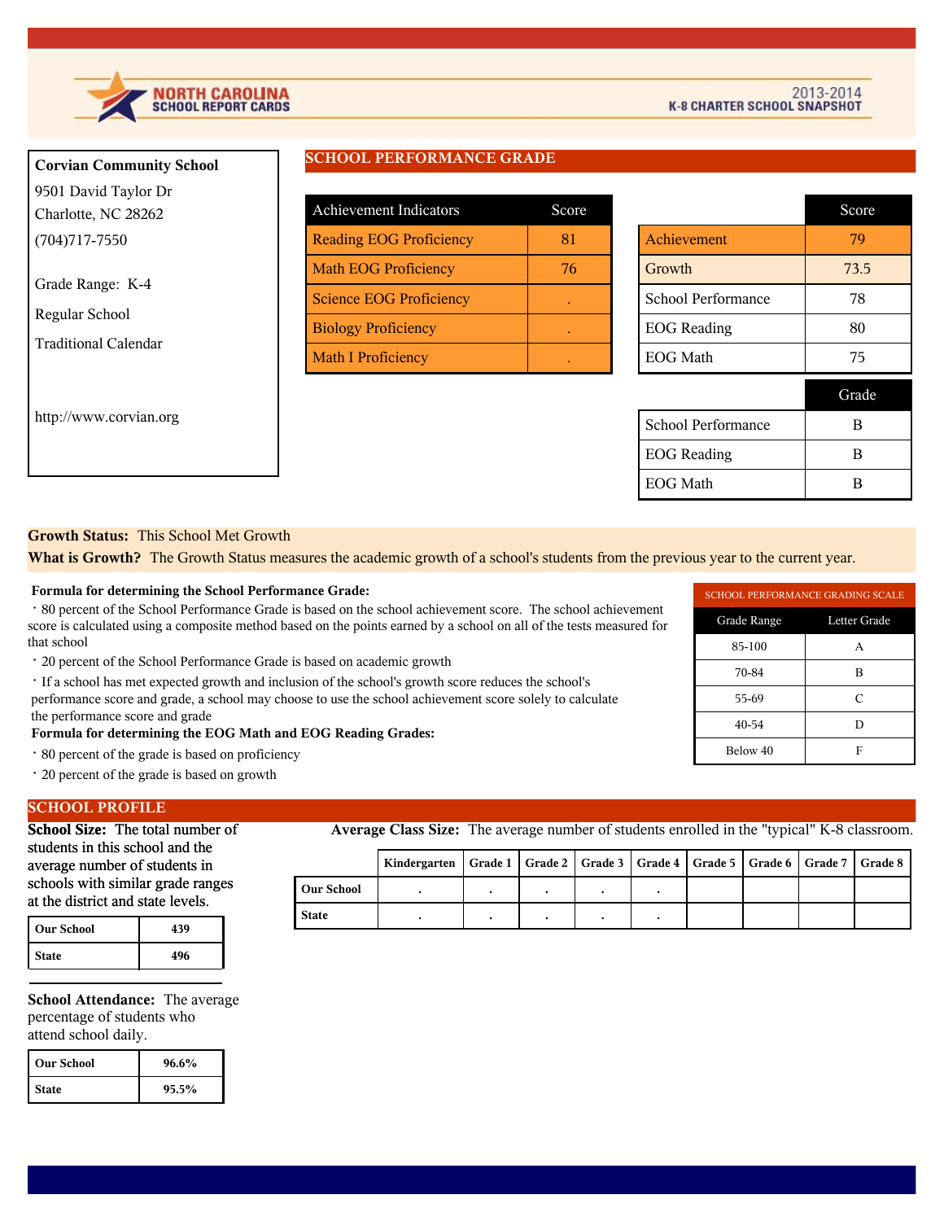# NORTH CAROLINA SCHOOL REPORT CARDS

## 2013-2014 K-8 CHARTER SCHOOL SNAPSHOT

**Corvian Community School**

9501 David Taylor Dr
Charlotte, NC 28262
(704)717-7550

Grade Range: K-4

Regular School

Traditional Calendar

http://www.corvian.org

## SCHOOL PERFORMANCE GRADE

| Achievement Indicators | Score |
|---|---|
| Reading EOG Proficiency | 81 |
| Math EOG Proficiency | 76 |
| Science EOG Proficiency | . |
| Biology Proficiency | . |
| Math I Proficiency | . |

| | Score |
|---|---|
| Achievement | 79 |
| Growth | 73.5 |
| School Performance | 78 |
| EOG Reading | 80 |
| EOG Math | 75 |

| | Grade |
|---|---|
| School Performance | B |
| EOG Reading | B |
| EOG Math | B |

**Growth Status:** This School Met Growth

**What is Growth?** The Growth Status measures the academic growth of a school's students from the previous year to the current year.

**Formula for determining the School Performance Grade:**

- 80 percent of the School Performance Grade is based on the school achievement score. The school achievement score is calculated using a composite method based on the points earned by a school on all of the tests measured for that school
- 20 percent of the School Performance Grade is based on academic growth
- If a school has met expected growth and inclusion of the school's growth score reduces the school's performance score and grade, a school may choose to use the school achievement score solely to calculate the performance score and grade

**Formula for determining the EOG Math and EOG Reading Grades:**

- 80 percent of the grade is based on proficiency
- 20 percent of the grade is based on growth

SCHOOL PERFORMANCE GRADING SCALE

| Grade Range | Letter Grade |
|---|---|
| 85-100 | A |
| 70-84 | B |
| 55-69 | C |
| 40-54 | D |
| Below 40 | F |

## SCHOOL PROFILE

**School Size:** The total number of students in this school and the average number of students in schools with similar grade ranges at the district and state levels.

| Our School | 439 |
|---|---|
| State | 496 |

**School Attendance:** The average percentage of students who attend school daily.

| Our School | 96.6% |
|---|---|
| State | 95.5% |

**Average Class Size:** The average number of students enrolled in the "typical" K-8 classroom.

| | Kindergarten | Grade 1 | Grade 2 | Grade 3 | Grade 4 | Grade 5 | Grade 6 | Grade 7 | Grade 8 |
|---|---|---|---|---|---|---|---|---|---|
| Our School | . | . | . | . | . | | | | |
| State | . | . | . | . | . | | | | |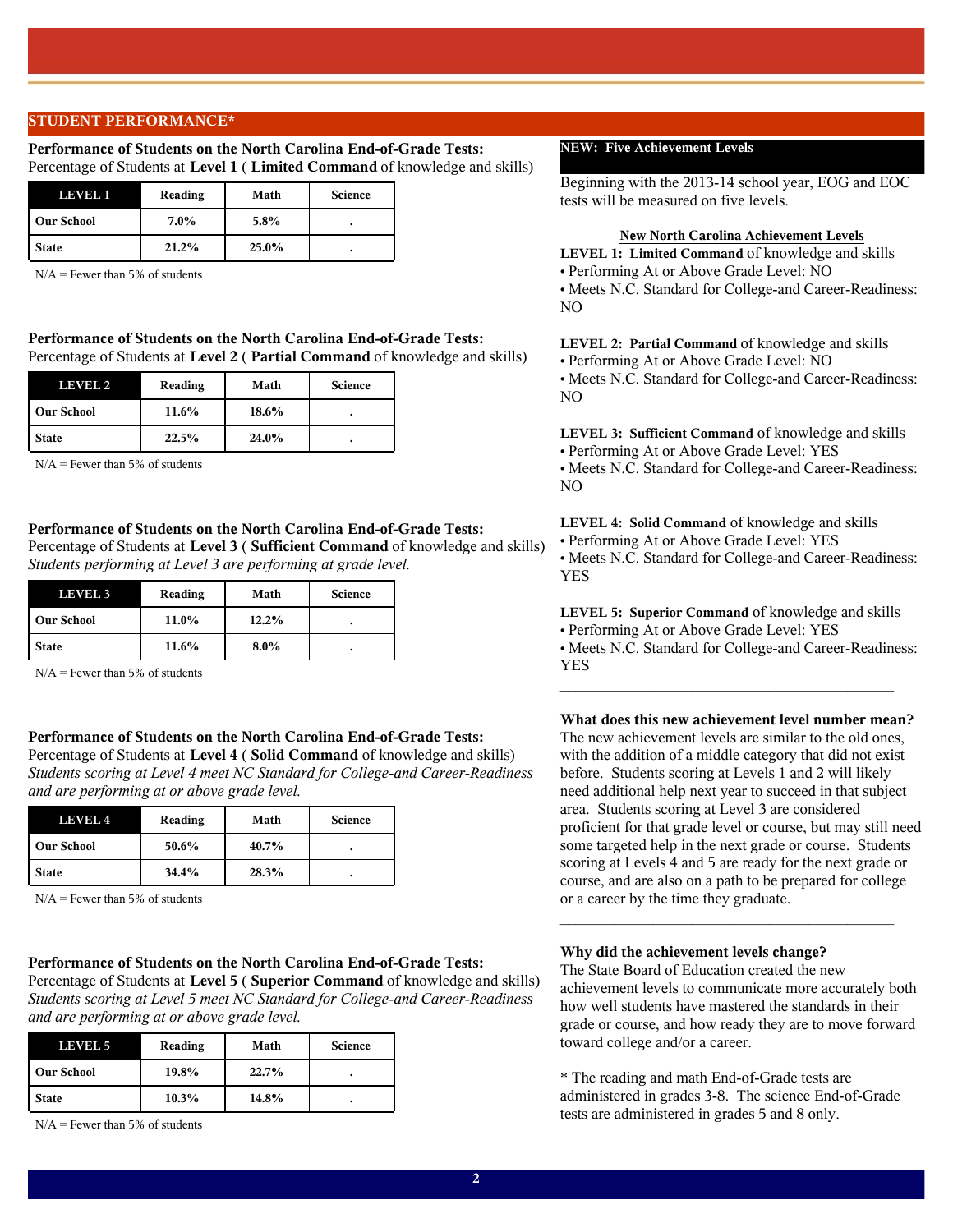## STUDENT PERFORMANCE*

**Performance of Students on the North Carolina End-of-Grade Tests:**
Percentage of Students at **Level 1** ( **Limited Command** of knowledge and skills)

| LEVEL 1 | Reading | Math | Science |
|---|---|---|---|
| Our School | 7.0% | 5.8% | . |
| State | 21.2% | 25.0% | . |

N/A = Fewer than 5% of students

**Performance of Students on the North Carolina End-of-Grade Tests:**
Percentage of Students at **Level 2** ( **Partial Command** of knowledge and skills)

| LEVEL 2 | Reading | Math | Science |
|---|---|---|---|
| Our School | 11.6% | 18.6% | . |
| State | 22.5% | 24.0% | . |

N/A = Fewer than 5% of students

**Performance of Students on the North Carolina End-of-Grade Tests:**
Percentage of Students at **Level 3** ( **Sufficient Command** of knowledge and skills)
*Students performing at Level 3 are performing at grade level.*

| LEVEL 3 | Reading | Math | Science |
|---|---|---|---|
| Our School | 11.0% | 12.2% | . |
| State | 11.6% | 8.0% | . |

N/A = Fewer than 5% of students

**Performance of Students on the North Carolina End-of-Grade Tests:**
Percentage of Students at **Level 4** ( **Solid Command** of knowledge and skills)
*Students scoring at Level 4 meet NC Standard for College-and Career-Readiness and are performing at or above grade level.*

| LEVEL 4 | Reading | Math | Science |
|---|---|---|---|
| Our School | 50.6% | 40.7% | . |
| State | 34.4% | 28.3% | . |

N/A = Fewer than 5% of students

**Performance of Students on the North Carolina End-of-Grade Tests:**
Percentage of Students at **Level 5** ( **Superior Command** of knowledge and skills)
*Students scoring at Level 5 meet NC Standard for College-and Career-Readiness and are performing at or above grade level.*

| LEVEL 5 | Reading | Math | Science |
|---|---|---|---|
| Our School | 19.8% | 22.7% | . |
| State | 10.3% | 14.8% | . |

N/A = Fewer than 5% of students

### NEW: Five Achievement Levels

Beginning with the 2013-14 school year, EOG and EOC tests will be measured on five levels.

**New North Carolina Achievement Levels**

**LEVEL 1: Limited Command** of knowledge and skills
- Performing At or Above Grade Level: NO
- Meets N.C. Standard for College-and Career-Readiness: NO

**LEVEL 2: Partial Command** of knowledge and skills
- Performing At or Above Grade Level: NO
- Meets N.C. Standard for College-and Career-Readiness: NO

**LEVEL 3: Sufficient Command** of knowledge and skills
- Performing At or Above Grade Level: YES
- Meets N.C. Standard for College-and Career-Readiness: NO

**LEVEL 4: Solid Command** of knowledge and skills
- Performing At or Above Grade Level: YES
- Meets N.C. Standard for College-and Career-Readiness: YES

**LEVEL 5: Superior Command** of knowledge and skills
- Performing At or Above Grade Level: YES
- Meets N.C. Standard for College-and Career-Readiness: YES

---

**What does this new achievement level number mean?**
The new achievement levels are similar to the old ones, with the addition of a middle category that did not exist before. Students scoring at Levels 1 and 2 will likely need additional help next year to succeed in that subject area. Students scoring at Level 3 are considered proficient for that grade level or course, but may still need some targeted help in the next grade or course. Students scoring at Levels 4 and 5 are ready for the next grade or course, and are also on a path to be prepared for college or a career by the time they graduate.

---

**Why did the achievement levels change?**
The State Board of Education created the new achievement levels to communicate more accurately both how well students have mastered the standards in their grade or course, and how ready they are to move forward toward college and/or a career.

* The reading and math End-of-Grade tests are administered in grades 3-8. The science End-of-Grade tests are administered in grades 5 and 8 only.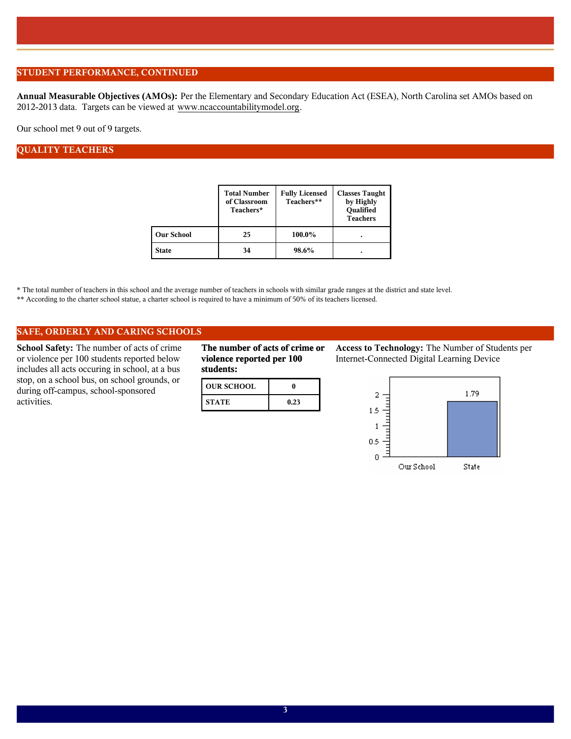## STUDENT PERFORMANCE, CONTINUED

**Annual Measurable Objectives (AMOs):** Per the Elementary and Secondary Education Act (ESEA), North Carolina set AMOs based on 2012-2013 data. Targets can be viewed at www.ncaccountabilitymodel.org.

Our school met 9 out of 9 targets.

## QUALITY TEACHERS

| | Total Number of Classroom Teachers* | Fully Licensed Teachers** | Classes Taught by Highly Qualified Teachers |
|---|---|---|---|
| Our School | 25 | 100.0% | . |
| State | 34 | 98.6% | . |

* The total number of teachers in this school and the average number of teachers in schools with similar grade ranges at the district and state level.

** According to the charter school statue, a charter school is required to have a minimum of 50% of its teachers licensed.

## SAFE, ORDERLY AND CARING SCHOOLS

**School Safety:** The number of acts of crime or violence per 100 students reported below includes all acts occuring in school, at a bus stop, on a school bus, on school grounds, or during off-campus, school-sponsored activities.

**The number of acts of crime or violence reported per 100 students:**

| OUR SCHOOL | 0 |
|---|---|
| STATE | 0.23 |

**Access to Technology:** The Number of Students per Internet-Connected Digital Learning Device

| | Our School | State |
|---|---|---|
| Students per Device | | 1.79 |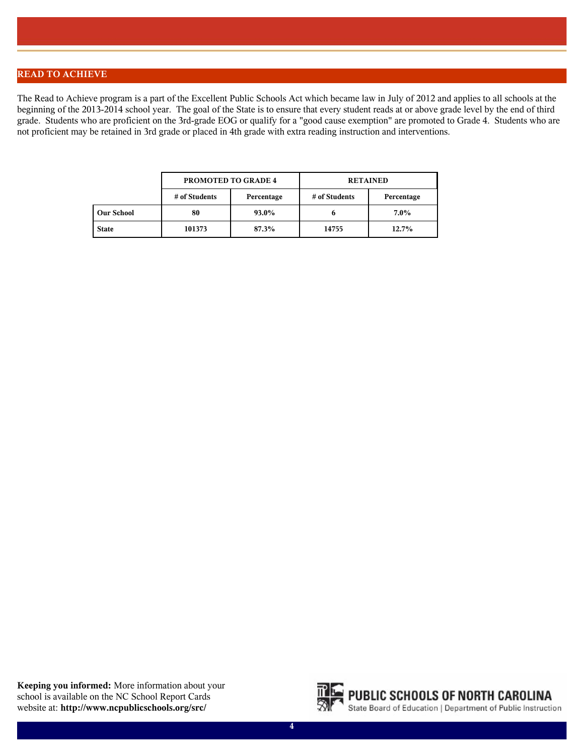## READ TO ACHIEVE

The Read to Achieve program is a part of the Excellent Public Schools Act which became law in July of 2012 and applies to all schools at the beginning of the 2013-2014 school year. The goal of the State is to ensure that every student reads at or above grade level by the end of third grade. Students who are proficient on the 3rd-grade EOG or qualify for a "good cause exemption" are promoted to Grade 4. Students who are not proficient may be retained in 3rd grade or placed in 4th grade with extra reading instruction and interventions.

| | PROMOTED TO GRADE 4 | | RETAINED | |
|---|---|---|---|---|
| | # of Students | Percentage | # of Students | Percentage |
| Our School | 80 | 93.0% | 6 | 7.0% |
| State | 101373 | 87.3% | 14755 | 12.7% |

**Keeping you informed:** More information about your school is available on the NC School Report Cards website at: **http://www.ncpublicschools.org/src/**

PUBLIC SCHOOLS OF NORTH CAROLINA
State Board of Education | Department of Public Instruction